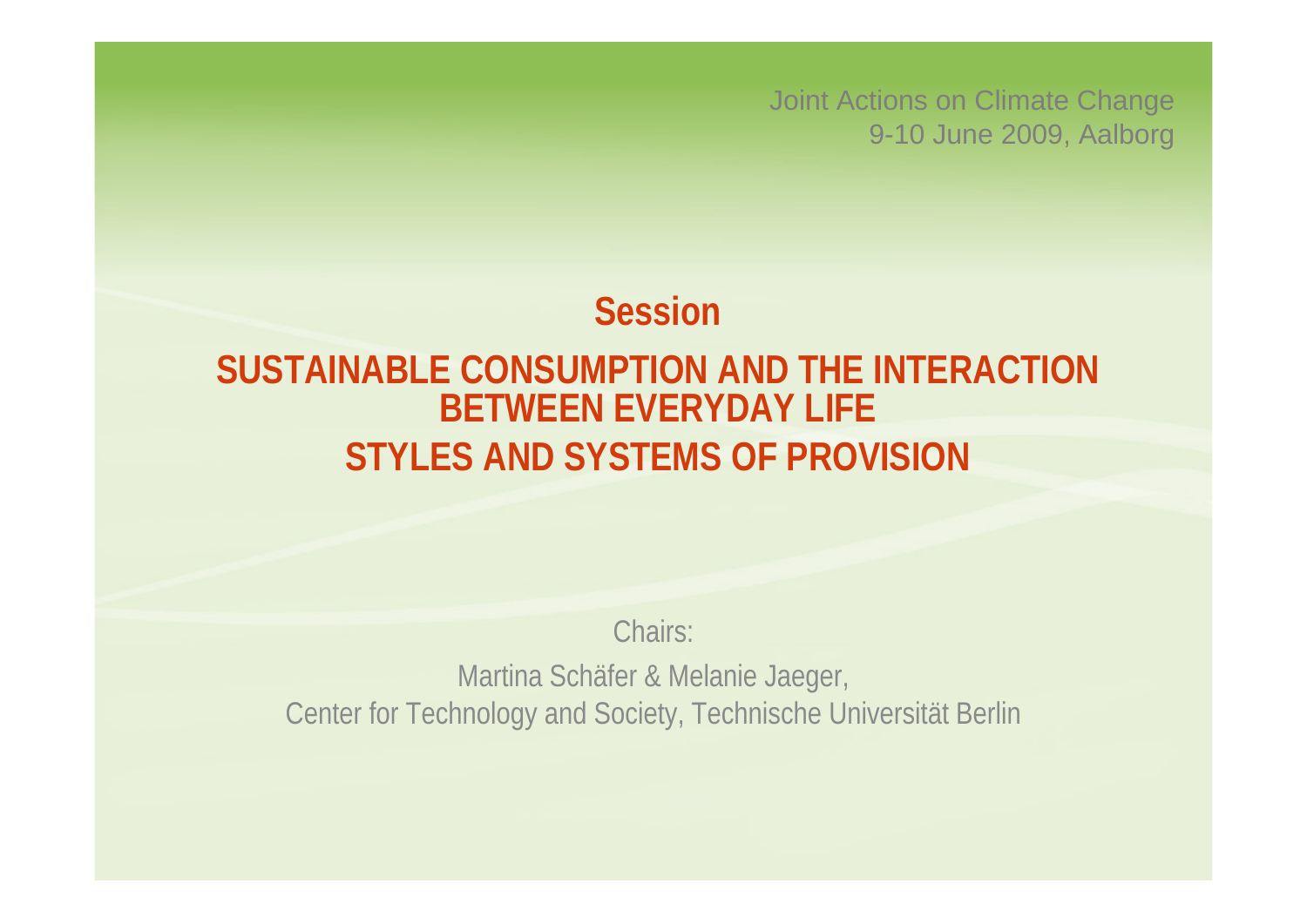Joint Actions on Climate Change
9-10 June 2009, Aalborg

# Session

# SUSTAINABLE CONSUMPTION AND THE INTERACTION BETWEEN EVERYDAY LIFE STYLES AND SYSTEMS OF PROVISION

Chairs:

Martina Schäfer & Melanie Jaeger,
Center for Technology and Society, Technische Universität Berlin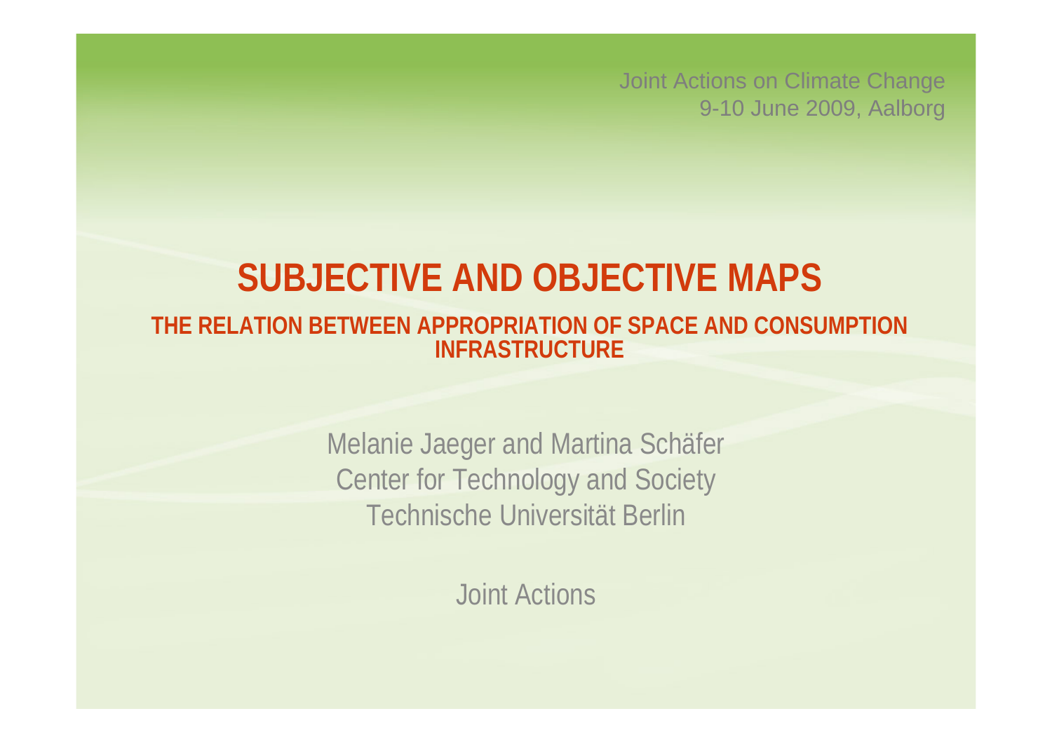Joint Actions on Climate Change
9-10 June 2009, Aalborg

# SUBJECTIVE AND OBJECTIVE MAPS

## THE RELATION BETWEEN APPROPRIATION OF SPACE AND CONSUMPTION INFRASTRUCTURE

Melanie Jaeger and Martina Schäfer
Center for Technology and Society
Technische Universität Berlin

Joint Actions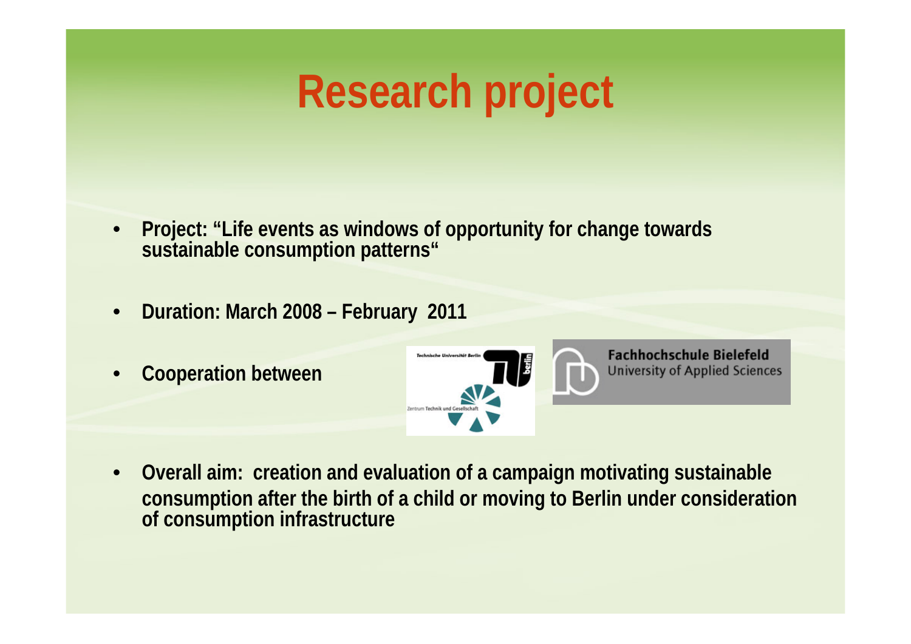# Research project

- **Project: "Life events as windows of opportunity for change towards sustainable consumption patterns"**
- **Duration: March 2008 – February 2011**
- **Cooperation between**

Technische Universität Berlin

Zentrum Technik und Gesellschaft

Fachhochschule Bielefeld
University of Applied Sciences

- **Overall aim: creation and evaluation of a campaign motivating sustainable consumption after the birth of a child or moving to Berlin under consideration of consumption infrastructure**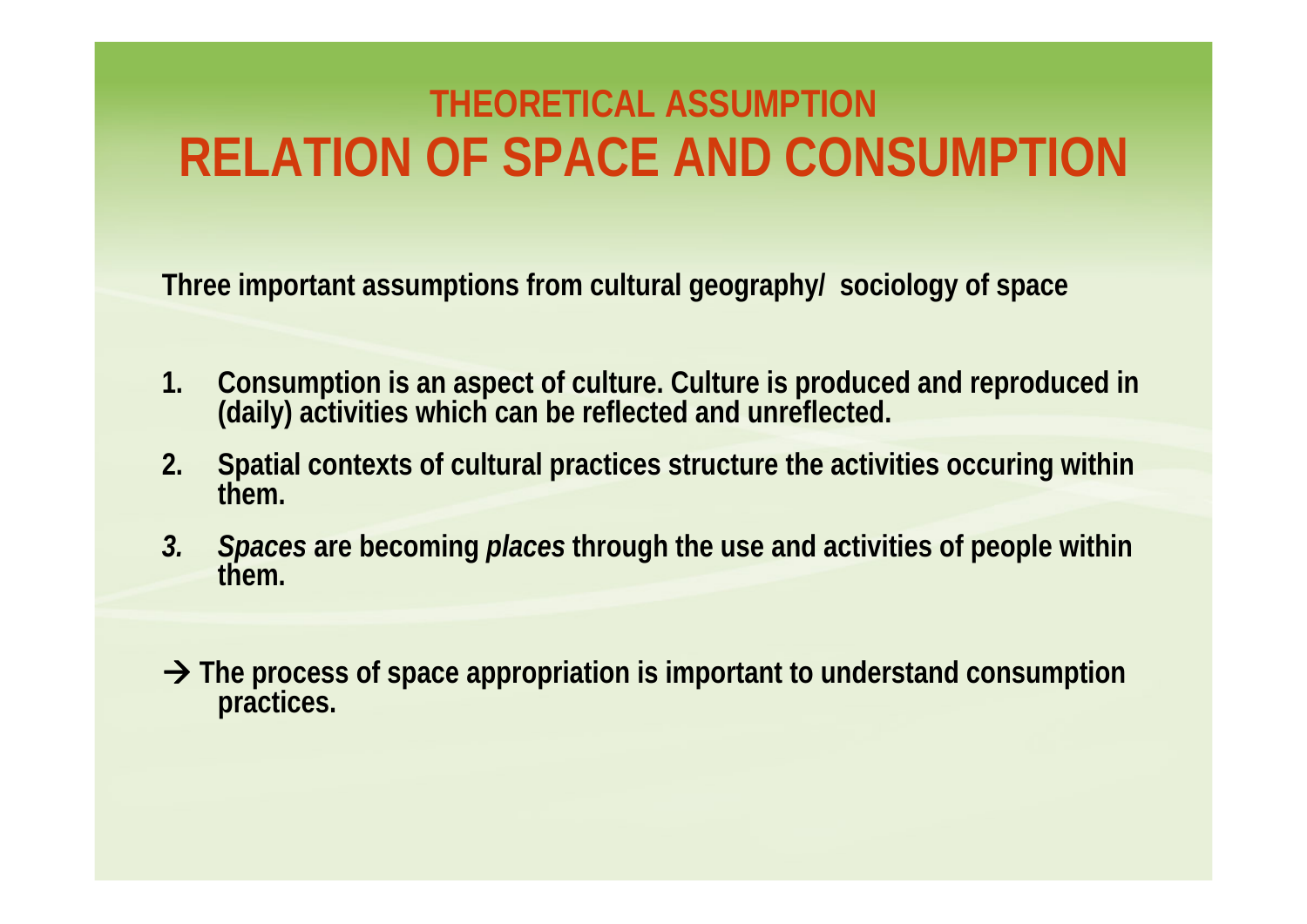## THEORETICAL ASSUMPTION

# RELATION OF SPACE AND CONSUMPTION

**Three important assumptions from cultural geography/ sociology of space**

1. **Consumption is an aspect of culture. Culture is produced and reproduced in (daily) activities which can be reflected and unreflected.**
2. **Spatial contexts of cultural practices structure the activities occuring within them.**
3. ***Spaces* are becoming *places* through the use and activities of people within them.**

**→ The process of space appropriation is important to understand consumption practices.**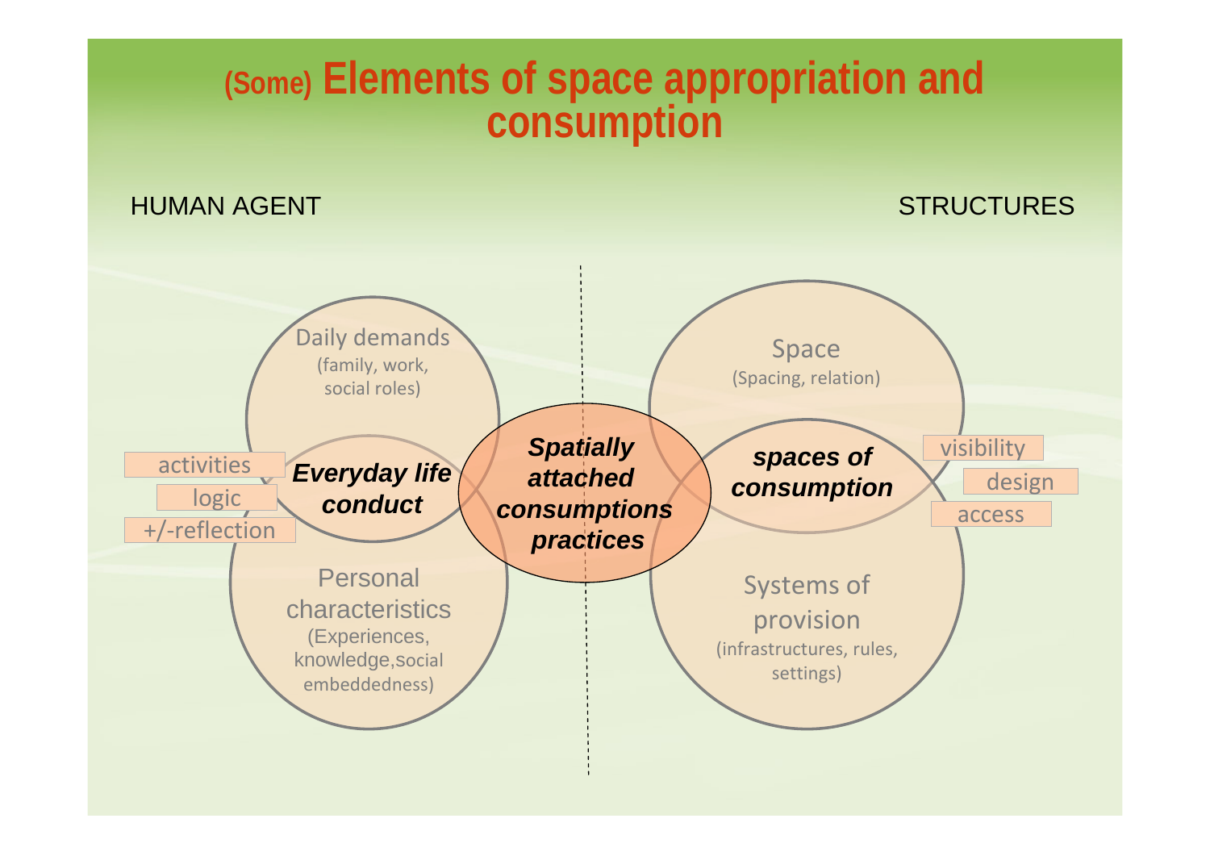# (Some) Elements of space appropriation and consumption

HUMAN AGENT

STRUCTURES

Daily demands
(family, work, social roles)

activities

logic

+/-reflection

***Everyday life conduct***

Personal characteristics
(Experiences, knowledge,social embeddedness)

***Spatially attached consumptions practices***

Space
(Spacing, relation)

***spaces of consumption***

visibility

design

access

Systems of provision
(infrastructures, rules, settings)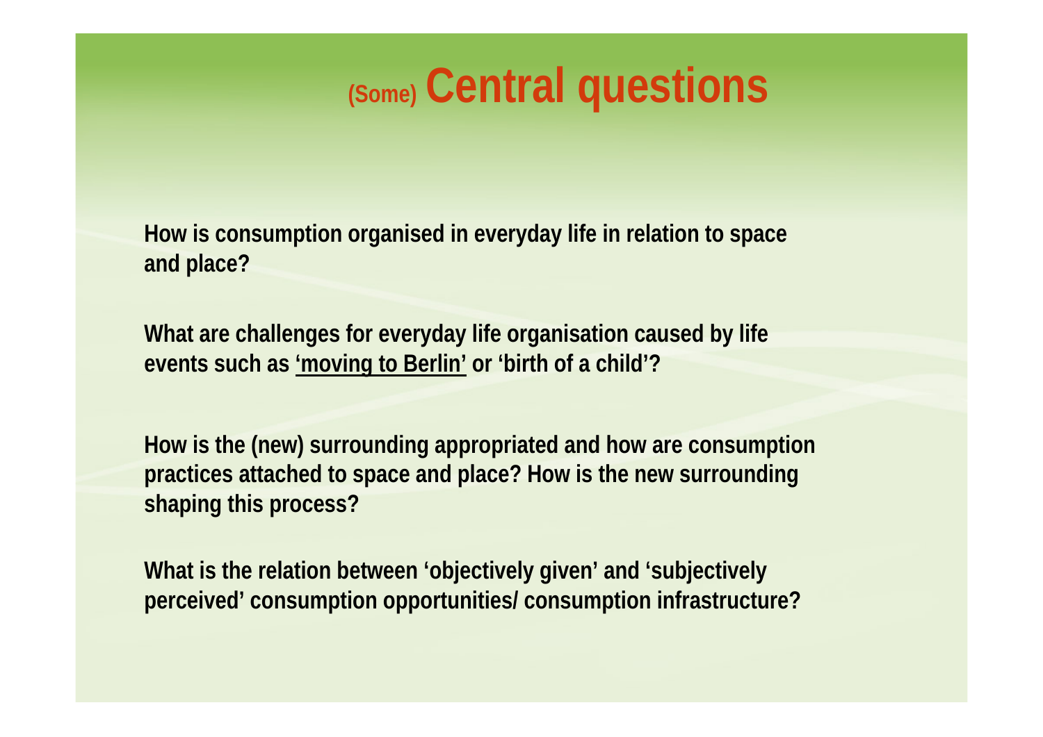# (Some) Central questions

**How is consumption organised in everyday life in relation to space and place?**

**What are challenges for everyday life organisation caused by life events such as <u>'moving to Berlin'</u> or 'birth of a child'?**

**How is the (new) surrounding appropriated and how are consumption practices attached to space and place? How is the new surrounding shaping this process?**

**What is the relation between 'objectively given' and 'subjectively perceived' consumption opportunities/ consumption infrastructure?**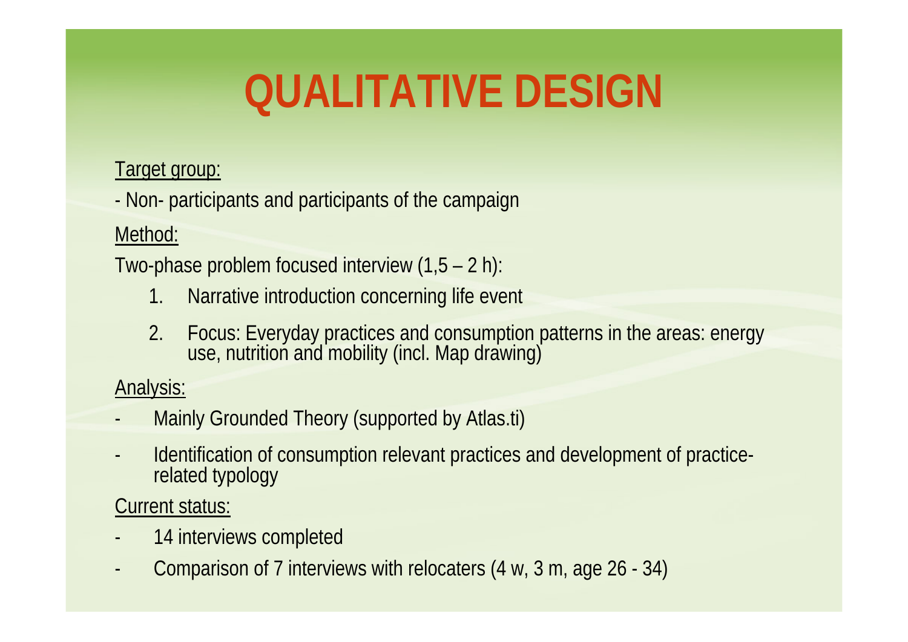# QUALITATIVE DESIGN

Target group:

- Non- participants and participants of the campaign

Method:

Two-phase problem focused interview (1,5 – 2 h):

1. Narrative introduction concerning life event
2. Focus: Everyday practices and consumption patterns in the areas: energy use, nutrition and mobility (incl. Map drawing)

Analysis:

- Mainly Grounded Theory (supported by Atlas.ti)
- Identification of consumption relevant practices and development of practice-related typology

Current status:

- 14 interviews completed
- Comparison of 7 interviews with relocaters (4 w, 3 m, age 26 - 34)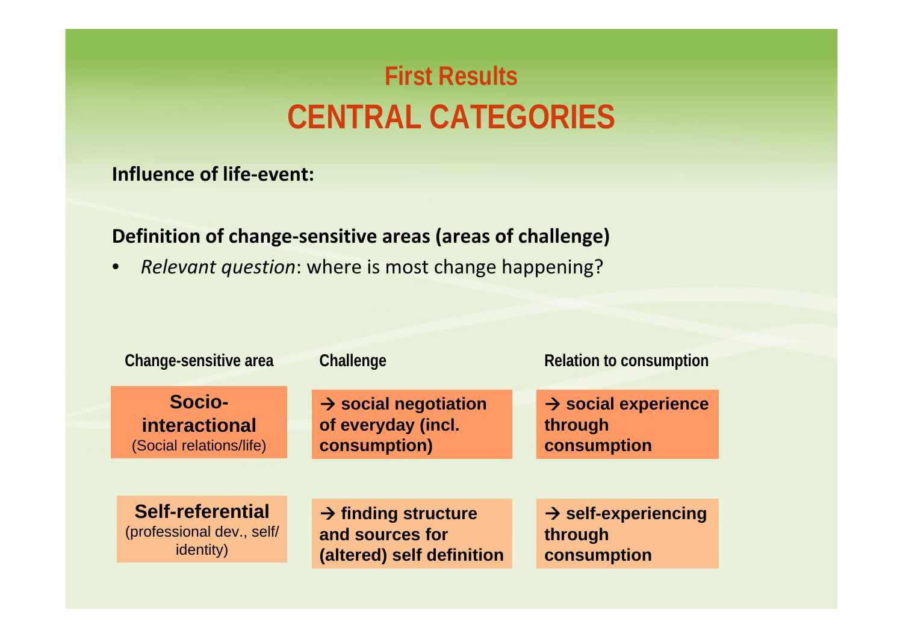# First Results
## CENTRAL CATEGORIES

**Influence of life-event:**

**Definition of change-sensitive areas (areas of challenge)**

- *Relevant question*: where is most change happening?

| Change-sensitive area | Challenge | Relation to consumption |
|---|---|---|
| **Socio-interactional** (Social relations/life) | **→ social negotiation of everyday (incl. consumption)** | **→ social experience through consumption** |
| **Self-referential** (professional dev., self/ identity) | **→ finding structure and sources for (altered) self definition** | **→ self-experiencing through consumption** |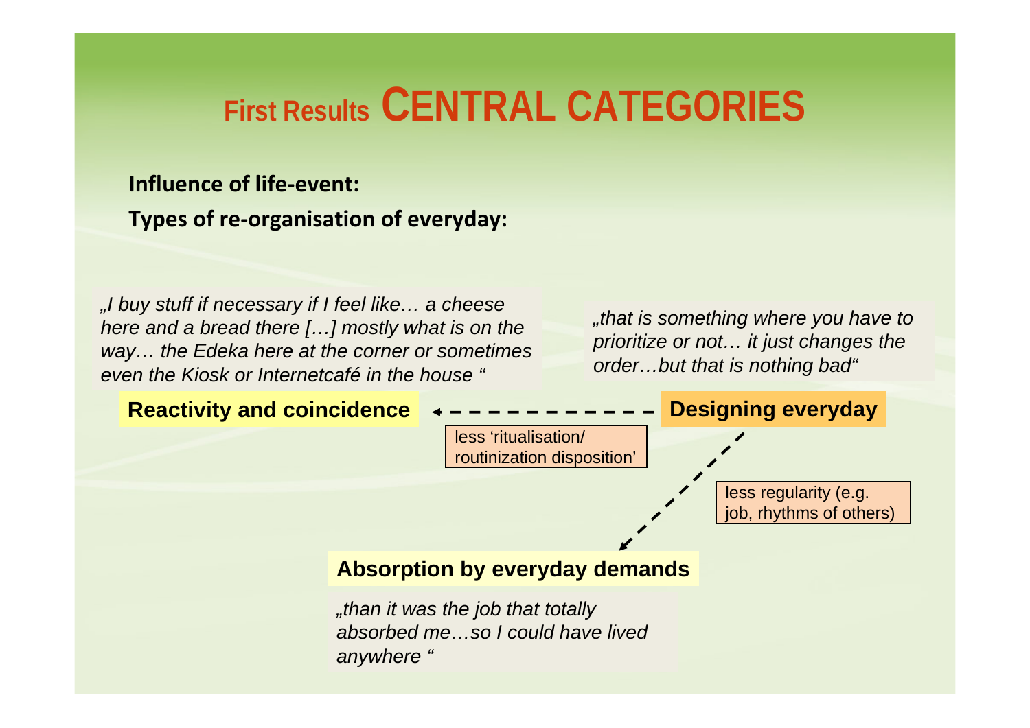# First Results CENTRAL CATEGORIES

**Influence of life-event:**

**Types of re-organisation of everyday:**

*„I buy stuff if necessary if I feel like… a cheese here and a bread there […] mostly what is on the way… the Edeka here at the corner or sometimes even the Kiosk or Internetcafé in the house "*

*„that is something where you have to prioritize or not… it just changes the order…but that is nothing bad"*

**Reactivity and coincidence**

**Designing everyday**

less 'ritualisation/ routinization disposition'

less regularity (e.g. job, rhythms of others)

**Absorption by everyday demands**

*„than it was the job that totally absorbed me…so I could have lived anywhere "*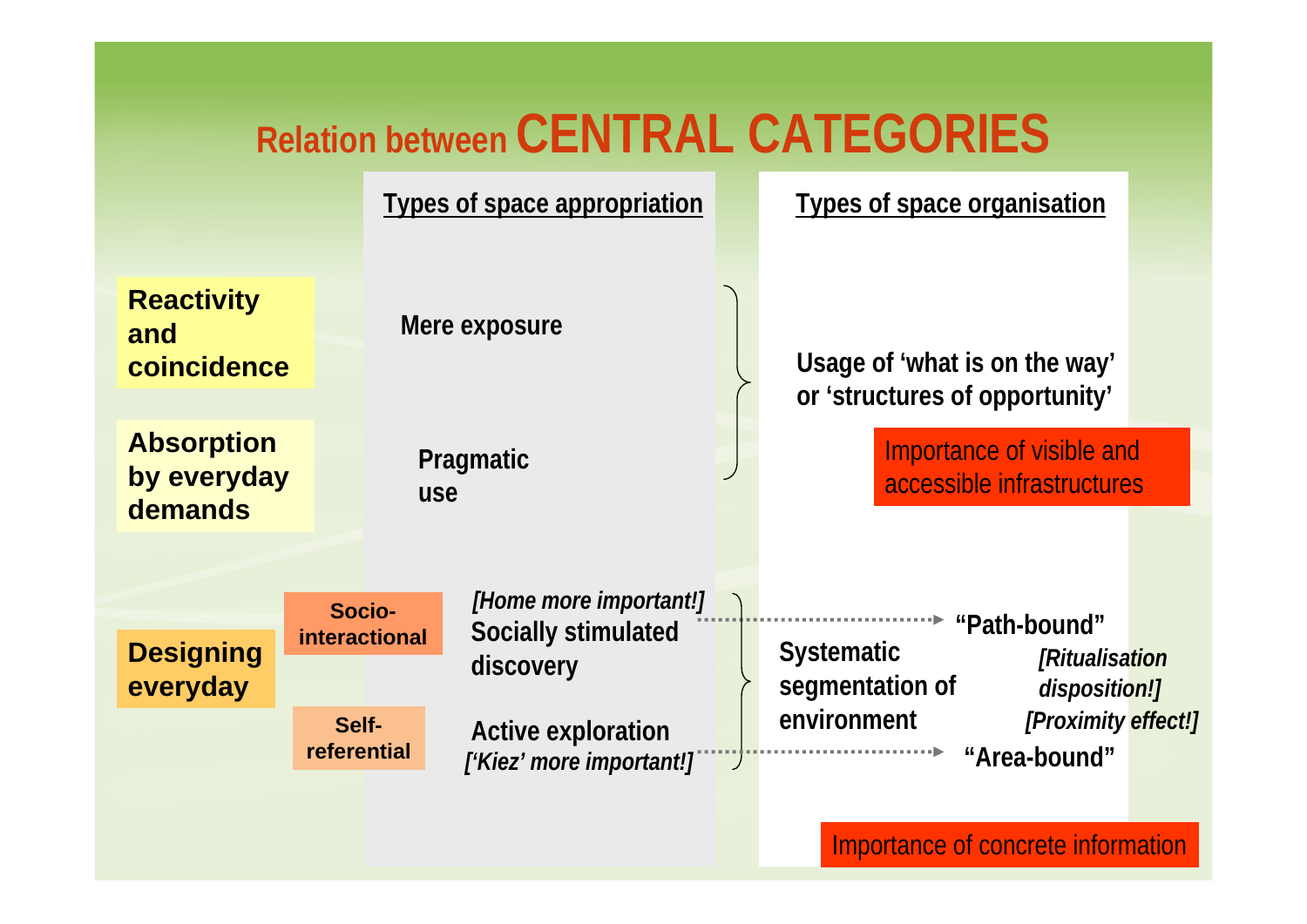# Relation between CENTRAL CATEGORIES

| | Types of space appropriation | Types of space organisation |
|---|---|---|
| **Reactivity and coincidence** | Mere exposure | Usage of 'what is on the way' or 'structures of opportunity' |
| **Absorption by everyday demands** | Pragmatic use | Importance of visible and accessible infrastructures |
| **Designing everyday** — Socio-interactional | *[Home more important!]* Socially stimulated discovery | Systematic segmentation of environment: "Path-bound" |
| **Designing everyday** — Self-referential | Active exploration *['Kiez' more important!]* | Systematic segmentation of environment: "Area-bound" |

*[Ritualisation disposition!]*

*[Proximity effect!]*

Importance of concrete information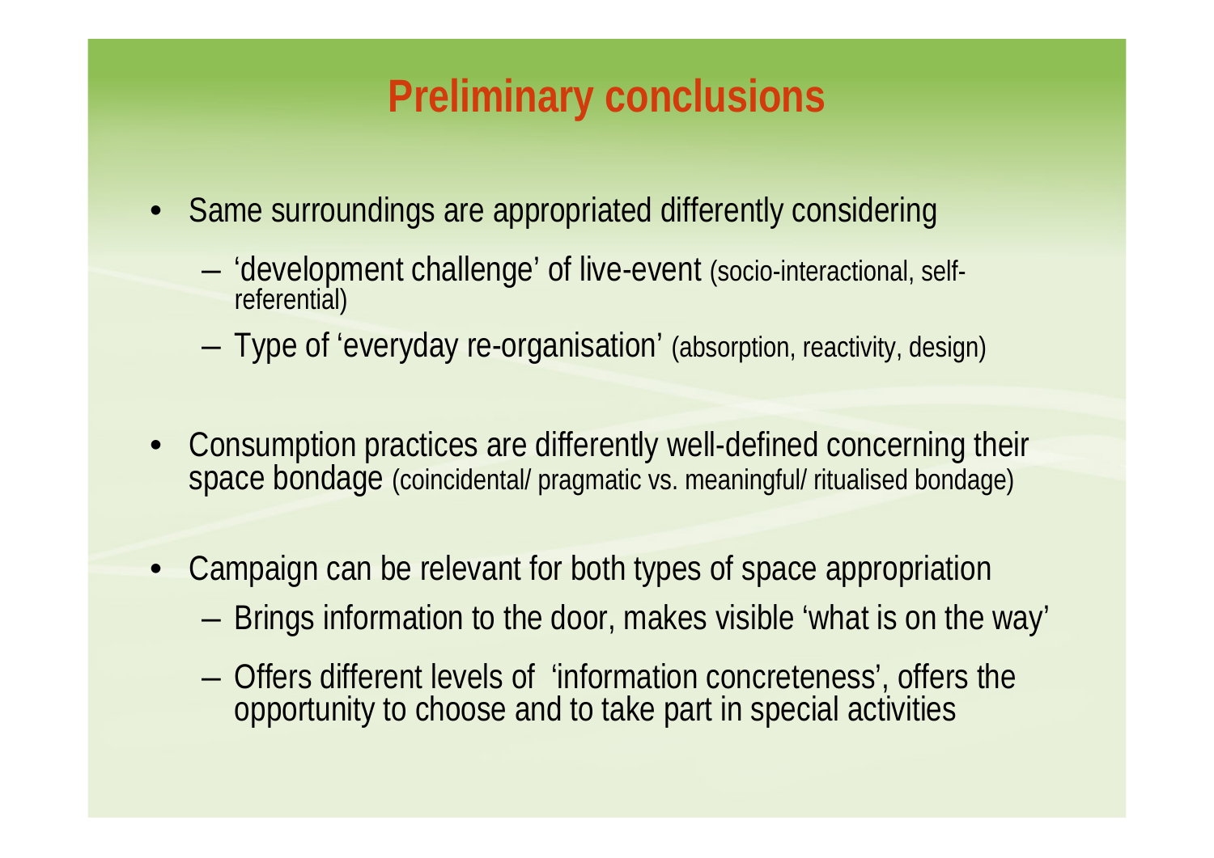# Preliminary conclusions

- Same surroundings are appropriated differently considering
  - 'development challenge' of live-event (socio-interactional, self-referential)
  - Type of 'everyday re-organisation' (absorption, reactivity, design)
- Consumption practices are differently well-defined concerning their space bondage (coincidental/ pragmatic vs. meaningful/ ritualised bondage)
- Campaign can be relevant for both types of space appropriation
  - Brings information to the door, makes visible 'what is on the way'
  - Offers different levels of 'information concreteness', offers the opportunity to choose and to take part in special activities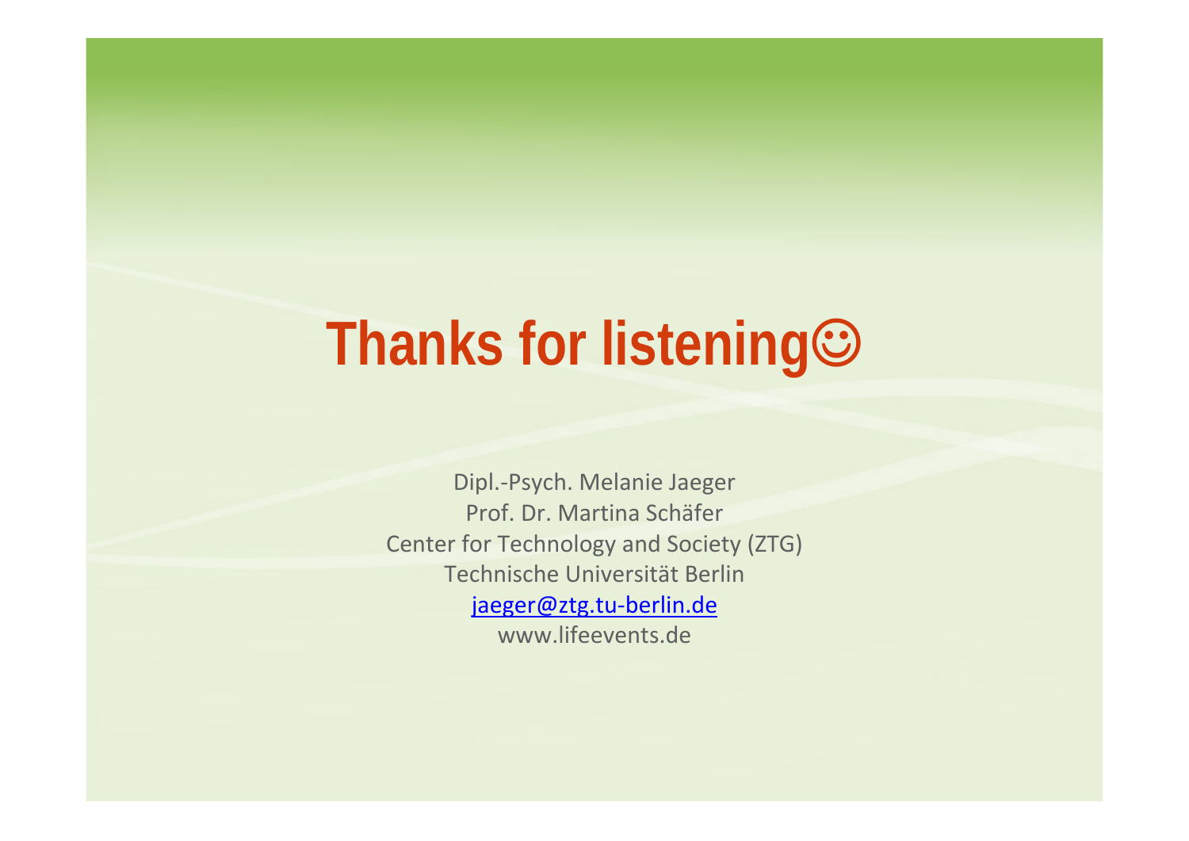# Thanks for listening☺

Dipl.-Psych. Melanie Jaeger
Prof. Dr. Martina Schäfer
Center for Technology and Society (ZTG)
Technische Universität Berlin
jaeger@ztg.tu-berlin.de
www.lifeevents.de